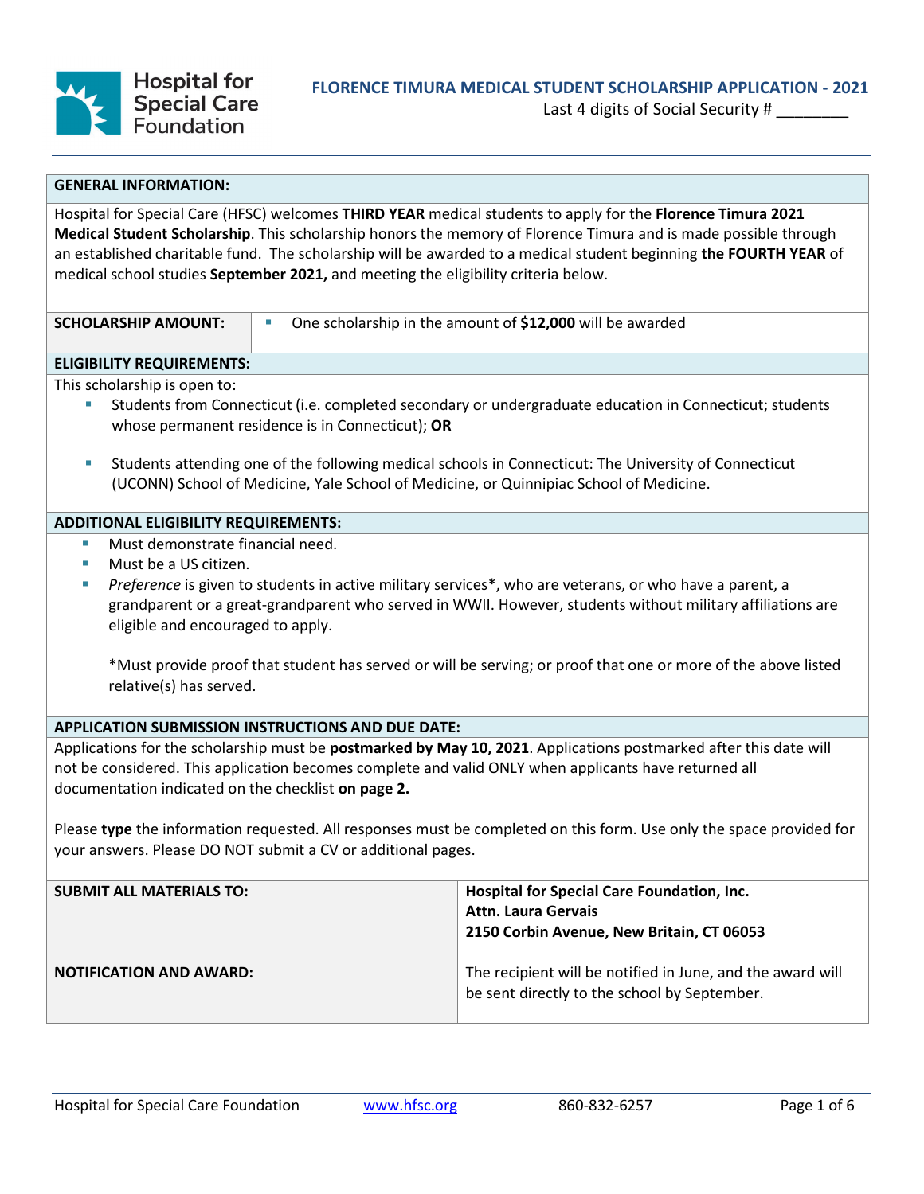Hospital for Special Care Foundation

# FLORENCE TIMURA MEDICAL STUDENT SCHOLARSHIP APPLICATION - 2021

Last 4 digits of Social Security # ________

## GENERAL INFORMATION:

Hospital for Special Care (HFSC) welcomes **THIRD YEAR** medical students to apply for the **Florence Timura 2021 Medical Student Scholarship**. This scholarship honors the memory of Florence Timura and is made possible through an established charitable fund. The scholarship will be awarded to a medical student beginning **the FOURTH YEAR** of medical school studies **September 2021,** and meeting the eligibility criteria below.

| SCHOLARSHIP AMOUNT: | One scholarship in the amount of **$12,000** will be awarded |
|---|---|

## ELIGIBILITY REQUIREMENTS:

This scholarship is open to:

- Students from Connecticut (i.e. completed secondary or undergraduate education in Connecticut; students whose permanent residence is in Connecticut); **OR**
- Students attending one of the following medical schools in Connecticut: The University of Connecticut (UCONN) School of Medicine, Yale School of Medicine, or Quinnipiac School of Medicine.

## ADDITIONAL ELIGIBILITY REQUIREMENTS:

- Must demonstrate financial need.
- Must be a US citizen.
- *Preference* is given to students in active military services*, who are veterans, or who have a parent, a grandparent or a great-grandparent who served in WWII. However, students without military affiliations are eligible and encouraged to apply.

  *Must provide proof that student has served or will be serving; or proof that one or more of the above listed relative(s) has served.

## APPLICATION SUBMISSION INSTRUCTIONS AND DUE DATE:

Applications for the scholarship must be **postmarked by May 10, 2021**. Applications postmarked after this date will not be considered. This application becomes complete and valid ONLY when applicants have returned all documentation indicated on the checklist **on page 2.**

Please **type** the information requested. All responses must be completed on this form. Use only the space provided for your answers. Please DO NOT submit a CV or additional pages.

| SUBMIT ALL MATERIALS TO: | **Hospital for Special Care Foundation, Inc.**<br>**Attn. Laura Gervais**<br>**2150 Corbin Avenue, New Britain, CT 06053** |
|---|---|
| **NOTIFICATION AND AWARD:** | The recipient will be notified in June, and the award will be sent directly to the school by September. |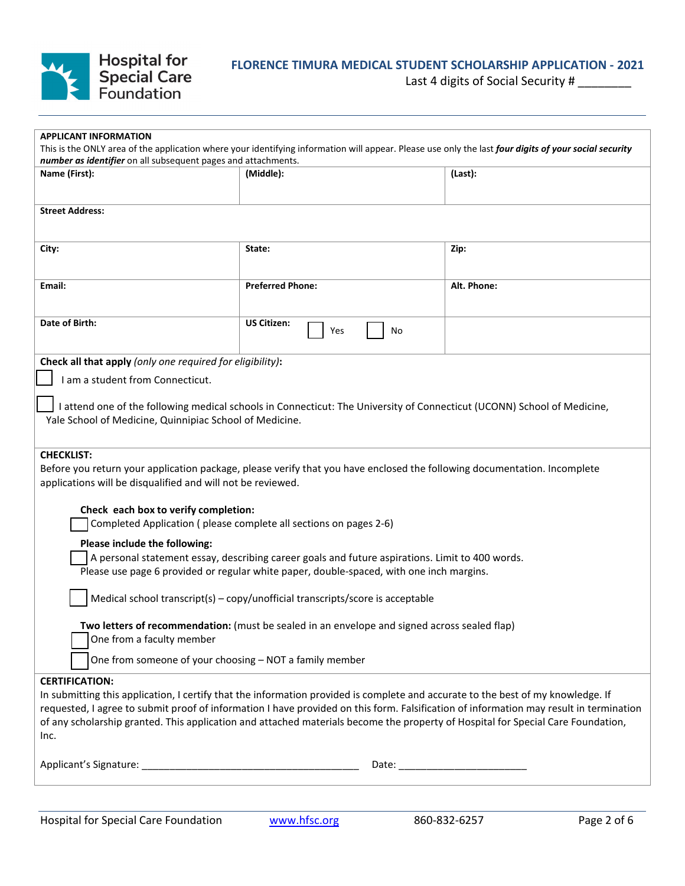Hospital for Special Care Foundation

# FLORENCE TIMURA MEDICAL STUDENT SCHOLARSHIP APPLICATION - 2021

Last 4 digits of Social Security # ________

**APPLICANT INFORMATION**

This is the ONLY area of the application where your identifying information will appear. Please use only the last ***four digits of your social security number as identifier*** on all subsequent pages and attachments.

| **Name (First):** | **(Middle):** | **(Last):** |
|---|---|---|
| **Street Address:** | | |
| **City:** | **State:** | **Zip:** |
| **Email:** | **Preferred Phone:** | **Alt. Phone:** |
| **Date of Birth:** | **US Citizen:** ☐ Yes ☐ No | |

**Check all that apply** *(only one required for eligibility)***:**

☐ I am a student from Connecticut.

☐ I attend one of the following medical schools in Connecticut: The University of Connecticut (UCONN) School of Medicine, Yale School of Medicine, Quinnipiac School of Medicine.

**CHECKLIST:**

Before you return your application package, please verify that you have enclosed the following documentation. Incomplete applications will be disqualified and will not be reviewed.

**Check each box to verify completion:**

☐ Completed Application ( please complete all sections on pages 2-6)

**Please include the following:**

☐ A personal statement essay, describing career goals and future aspirations. Limit to 400 words. Please use page 6 provided or regular white paper, double-spaced, with one inch margins.

☐ Medical school transcript(s) – copy/unofficial transcripts/score is acceptable

**Two letters of recommendation:** (must be sealed in an envelope and signed across sealed flap)

☐ One from a faculty member

☐ One from someone of your choosing – NOT a family member

**CERTIFICATION:**

In submitting this application, I certify that the information provided is complete and accurate to the best of my knowledge. If requested, I agree to submit proof of information I have provided on this form. Falsification of information may result in termination of any scholarship granted. This application and attached materials become the property of Hospital for Special Care Foundation, Inc.

Applicant's Signature: ________________________________________ Date: ________________________

Hospital for Special Care Foundation www.hfsc.org 860-832-6257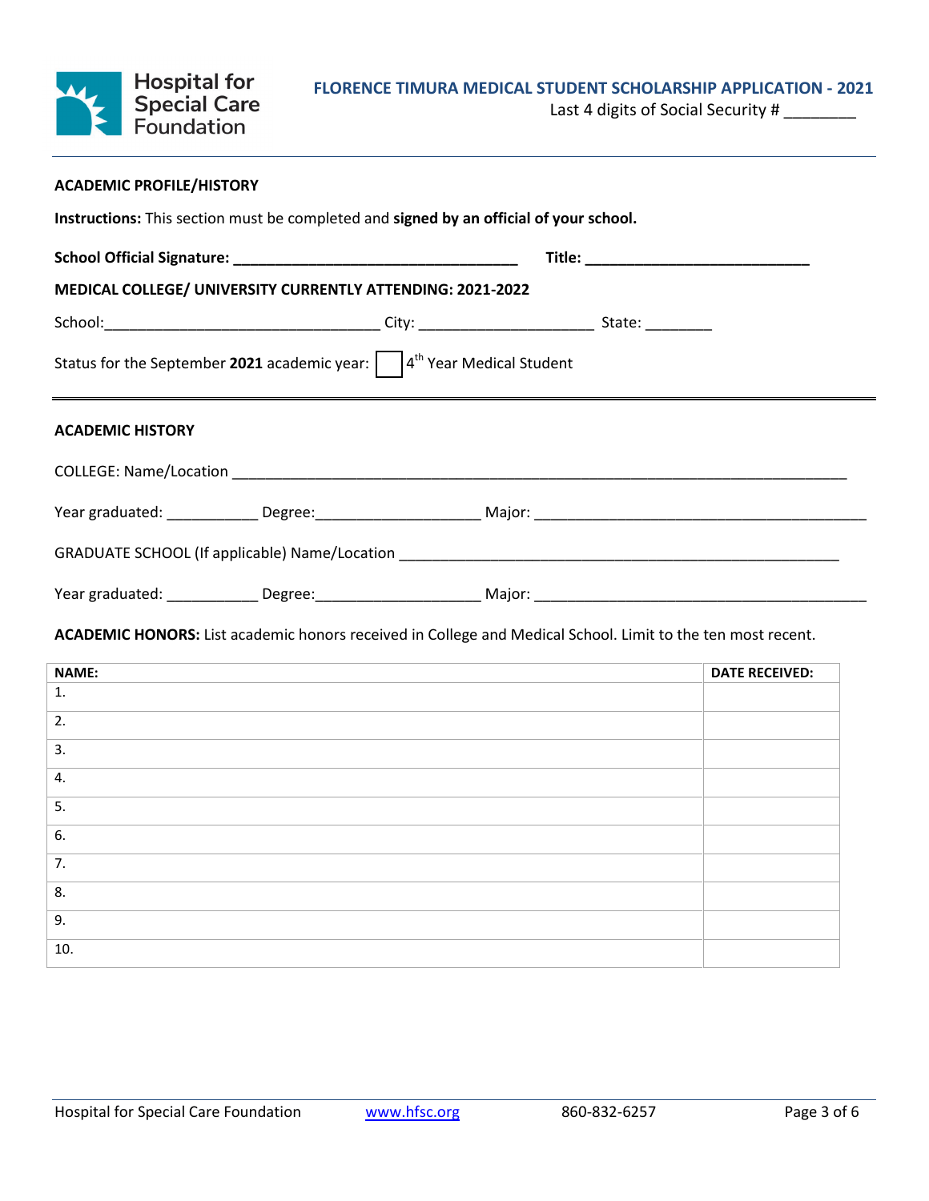# FLORENCE TIMURA MEDICAL STUDENT SCHOLARSHIP APPLICATION - 2021

Last 4 digits of Social Security # ________

## ACADEMIC PROFILE/HISTORY

**Instructions:** This section must be completed and **signed by an official of your school.**

**School Official Signature:** ________________________________ **Title:** __________________________

**MEDICAL COLLEGE/ UNIVERSITY CURRENTLY ATTENDING: 2021-2022**

School:________________________________ City: ____________________ State: ________

Status for the September **2021** academic year: ☐ 4th Year Medical Student

## ACADEMIC HISTORY

COLLEGE: Name/Location ______________________________________________________________________

Year graduated: ___________ Degree:___________________ Major: ______________________________________

GRADUATE SCHOOL (If applicable) Name/Location __________________________________________________

Year graduated: ___________ Degree:___________________ Major: ______________________________________

**ACADEMIC HONORS:** List academic honors received in College and Medical School. Limit to the ten most recent.

| NAME: | DATE RECEIVED: |
|---|---|
| 1. | |
| 2. | |
| 3. | |
| 4. | |
| 5. | |
| 6. | |
| 7. | |
| 8. | |
| 9. | |
| 10. | |

Hospital for Special Care Foundation www.hfsc.org 860-832-6257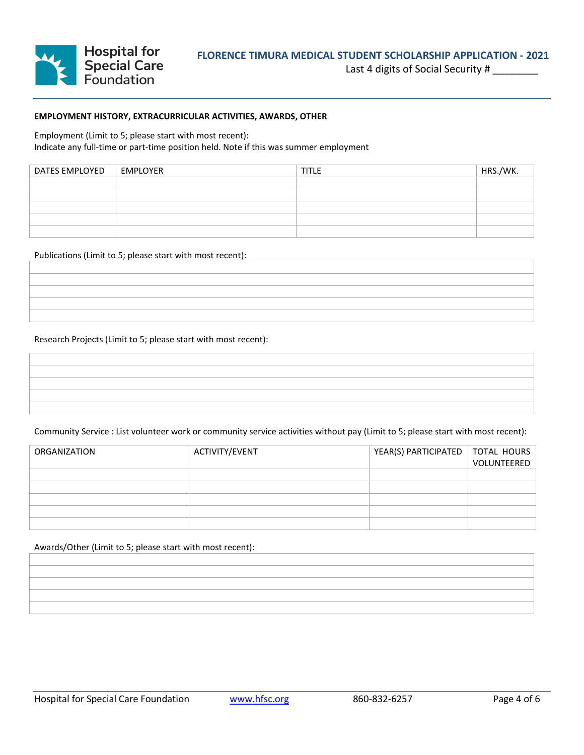FLORENCE TIMURA MEDICAL STUDENT SCHOLARSHIP APPLICATION - 2021

Last 4 digits of Social Security # ________

**EMPLOYMENT HISTORY, EXTRACURRICULAR ACTIVITIES, AWARDS, OTHER**

Employment (Limit to 5; please start with most recent):
Indicate any full-time or part-time position held. Note if this was summer employment

| DATES EMPLOYED | EMPLOYER | TITLE | HRS./WK. |
|---|---|---|---|
| | | | |
| | | | |
| | | | |
| | | | |
| | | | |

Publications (Limit to 5; please start with most recent):

| |
|---|
| |
| |
| |
| |
| |

Research Projects (Limit to 5; please start with most recent):

| |
|---|
| |
| |
| |
| |
| |

Community Service : List volunteer work or community service activities without pay (Limit to 5; please start with most recent):

| ORGANIZATION | ACTIVITY/EVENT | YEAR(S) PARTICIPATED | TOTAL HOURS VOLUNTEERED |
|---|---|---|---|
| | | | |
| | | | |
| | | | |
| | | | |
| | | | |

Awards/Other (Limit to 5; please start with most recent):

| |
|---|
| |
| |
| |
| |
| |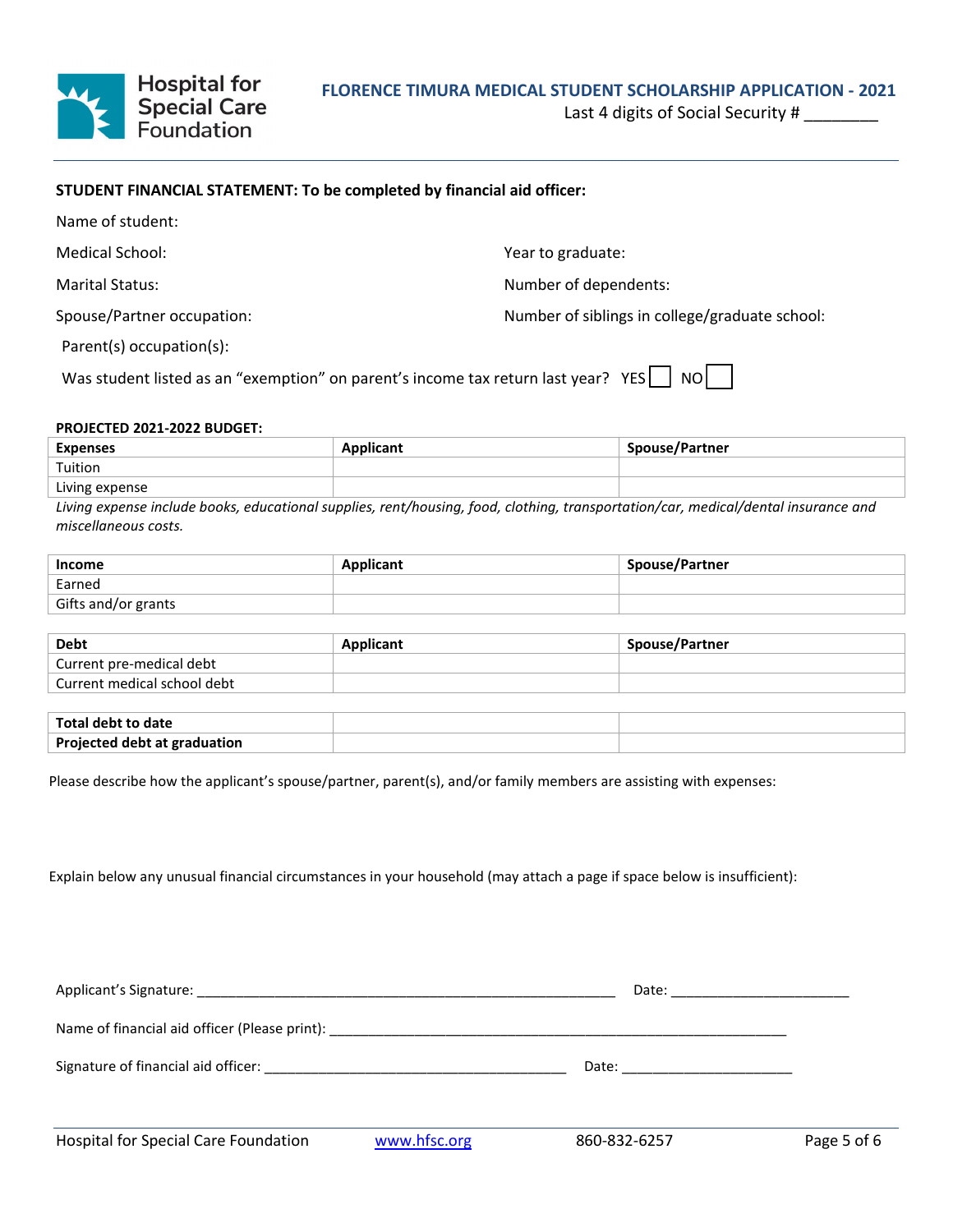# FLORENCE TIMURA MEDICAL STUDENT SCHOLARSHIP APPLICATION - 2021

Last 4 digits of Social Security # ________

**STUDENT FINANCIAL STATEMENT: To be completed by financial aid officer:**

Name of student:

Medical School:

Year to graduate:

Marital Status:

Number of dependents:

Spouse/Partner occupation:

Number of siblings in college/graduate school:

Parent(s) occupation(s):

Was student listed as an "exemption" on parent's income tax return last year? YES ☐ NO ☐

**PROJECTED 2021-2022 BUDGET:**

| Expenses | Applicant | Spouse/Partner |
|---|---|---|
| Tuition | | |
| Living expense | | |

*Living expense include books, educational supplies, rent/housing, food, clothing, transportation/car, medical/dental insurance and miscellaneous costs.*

| Income | Applicant | Spouse/Partner |
|---|---|---|
| Earned | | |
| Gifts and/or grants | | |

| Debt | Applicant | Spouse/Partner |
|---|---|---|
| Current pre-medical debt | | |
| Current medical school debt | | |

| | | |
|---|---|---|
| **Total debt to date** | | |
| **Projected debt at graduation** | | |

Please describe how the applicant's spouse/partner, parent(s), and/or family members are assisting with expenses:

Explain below any unusual financial circumstances in your household (may attach a page if space below is insufficient):

Applicant's Signature: ________________________________________________________ Date: _______________________

Name of financial aid officer (Please print): ______________________________________________________________

Signature of financial aid officer: ________________________________________ Date: ______________________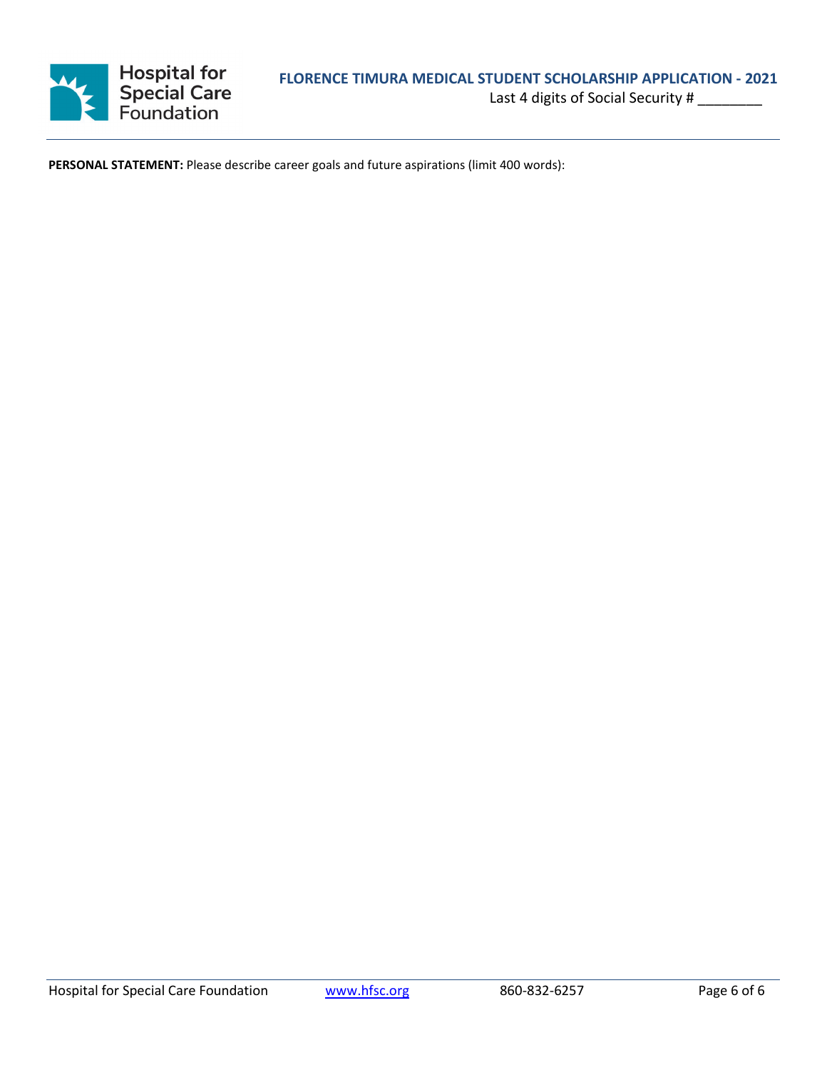**FLORENCE TIMURA MEDICAL STUDENT SCHOLARSHIP APPLICATION - 2021**

Last 4 digits of Social Security # ________

**PERSONAL STATEMENT:** Please describe career goals and future aspirations (limit 400 words):